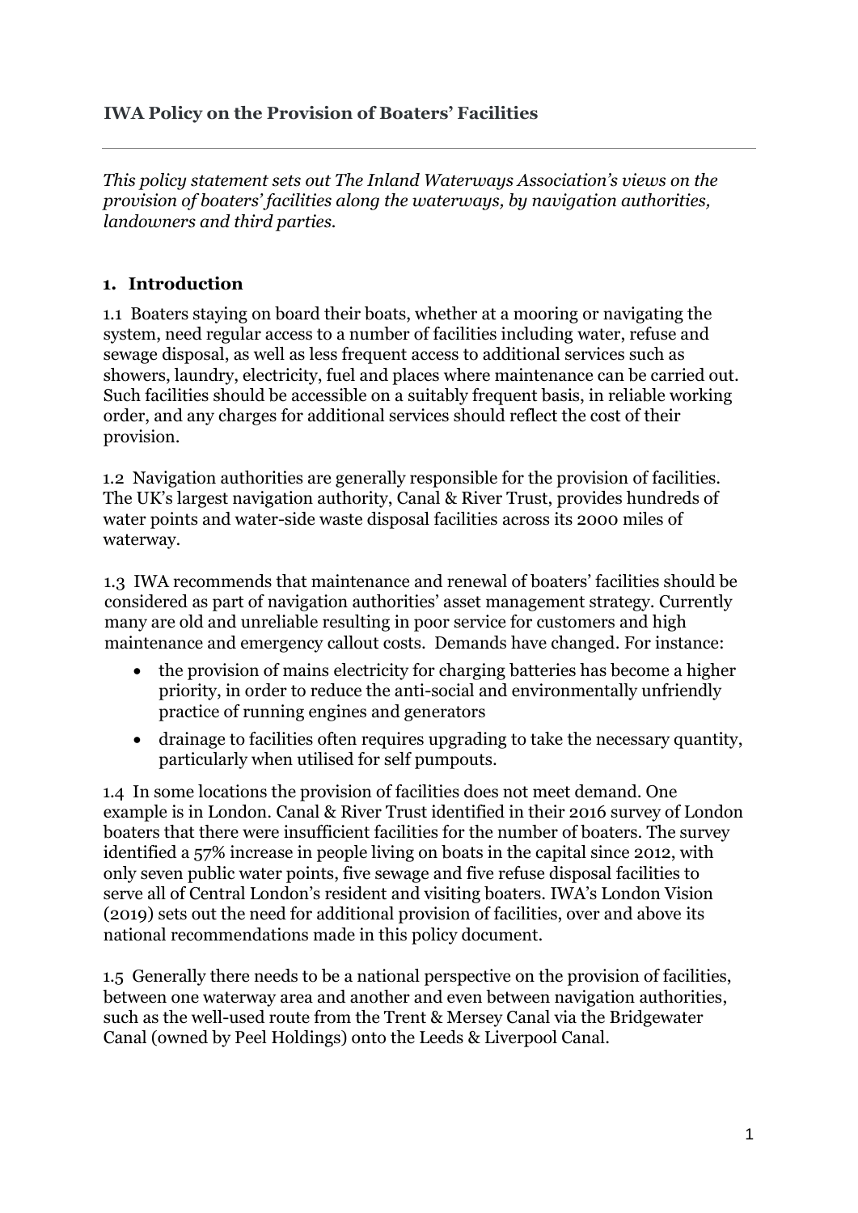**IWA Policy on the Provision of Boaters' Facilities**

---

*This policy statement sets out The Inland Waterways Association's views on the provision of boaters' facilities along the waterways, by navigation authorities, landowners and third parties.*

## 1. Introduction

1.1 Boaters staying on board their boats, whether at a mooring or navigating the system, need regular access to a number of facilities including water, refuse and sewage disposal, as well as less frequent access to additional services such as showers, laundry, electricity, fuel and places where maintenance can be carried out. Such facilities should be accessible on a suitably frequent basis, in reliable working order, and any charges for additional services should reflect the cost of their provision.

1.2 Navigation authorities are generally responsible for the provision of facilities. The UK's largest navigation authority, Canal & River Trust, provides hundreds of water points and water-side waste disposal facilities across its 2000 miles of waterway.

1.3 IWA recommends that maintenance and renewal of boaters' facilities should be considered as part of navigation authorities' asset management strategy. Currently many are old and unreliable resulting in poor service for customers and high maintenance and emergency callout costs. Demands have changed. For instance:

- the provision of mains electricity for charging batteries has become a higher priority, in order to reduce the anti-social and environmentally unfriendly practice of running engines and generators
- drainage to facilities often requires upgrading to take the necessary quantity, particularly when utilised for self pumpouts.

1.4 In some locations the provision of facilities does not meet demand. One example is in London. Canal & River Trust identified in their 2016 survey of London boaters that there were insufficient facilities for the number of boaters. The survey identified a 57% increase in people living on boats in the capital since 2012, with only seven public water points, five sewage and five refuse disposal facilities to serve all of Central London's resident and visiting boaters. IWA's London Vision (2019) sets out the need for additional provision of facilities, over and above its national recommendations made in this policy document.

1.5 Generally there needs to be a national perspective on the provision of facilities, between one waterway area and another and even between navigation authorities, such as the well-used route from the Trent & Mersey Canal via the Bridgewater Canal (owned by Peel Holdings) onto the Leeds & Liverpool Canal.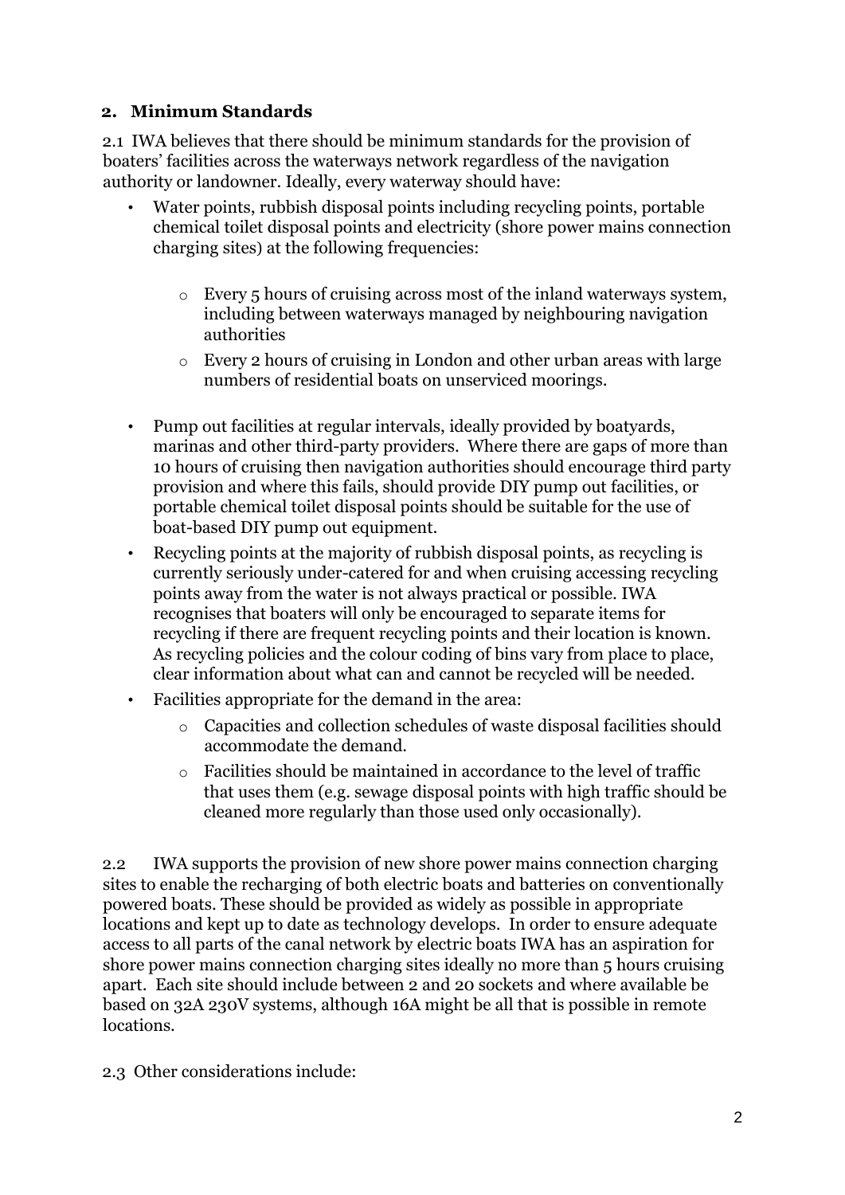## 2. Minimum Standards

2.1 IWA believes that there should be minimum standards for the provision of boaters' facilities across the waterways network regardless of the navigation authority or landowner. Ideally, every waterway should have:

- Water points, rubbish disposal points including recycling points, portable chemical toilet disposal points and electricity (shore power mains connection charging sites) at the following frequencies:
    - Every 5 hours of cruising across most of the inland waterways system, including between waterways managed by neighbouring navigation authorities
    - Every 2 hours of cruising in London and other urban areas with large numbers of residential boats on unserviced moorings.
- Pump out facilities at regular intervals, ideally provided by boatyards, marinas and other third-party providers. Where there are gaps of more than 10 hours of cruising then navigation authorities should encourage third party provision and where this fails, should provide DIY pump out facilities, or portable chemical toilet disposal points should be suitable for the use of boat-based DIY pump out equipment.
- Recycling points at the majority of rubbish disposal points, as recycling is currently seriously under-catered for and when cruising accessing recycling points away from the water is not always practical or possible. IWA recognises that boaters will only be encouraged to separate items for recycling if there are frequent recycling points and their location is known. As recycling policies and the colour coding of bins vary from place to place, clear information about what can and cannot be recycled will be needed.
- Facilities appropriate for the demand in the area:
    - Capacities and collection schedules of waste disposal facilities should accommodate the demand.
    - Facilities should be maintained in accordance to the level of traffic that uses them (e.g. sewage disposal points with high traffic should be cleaned more regularly than those used only occasionally).

2.2 IWA supports the provision of new shore power mains connection charging sites to enable the recharging of both electric boats and batteries on conventionally powered boats. These should be provided as widely as possible in appropriate locations and kept up to date as technology develops. In order to ensure adequate access to all parts of the canal network by electric boats IWA has an aspiration for shore power mains connection charging sites ideally no more than 5 hours cruising apart. Each site should include between 2 and 20 sockets and where available be based on 32A 230V systems, although 16A might be all that is possible in remote locations.

2.3 Other considerations include: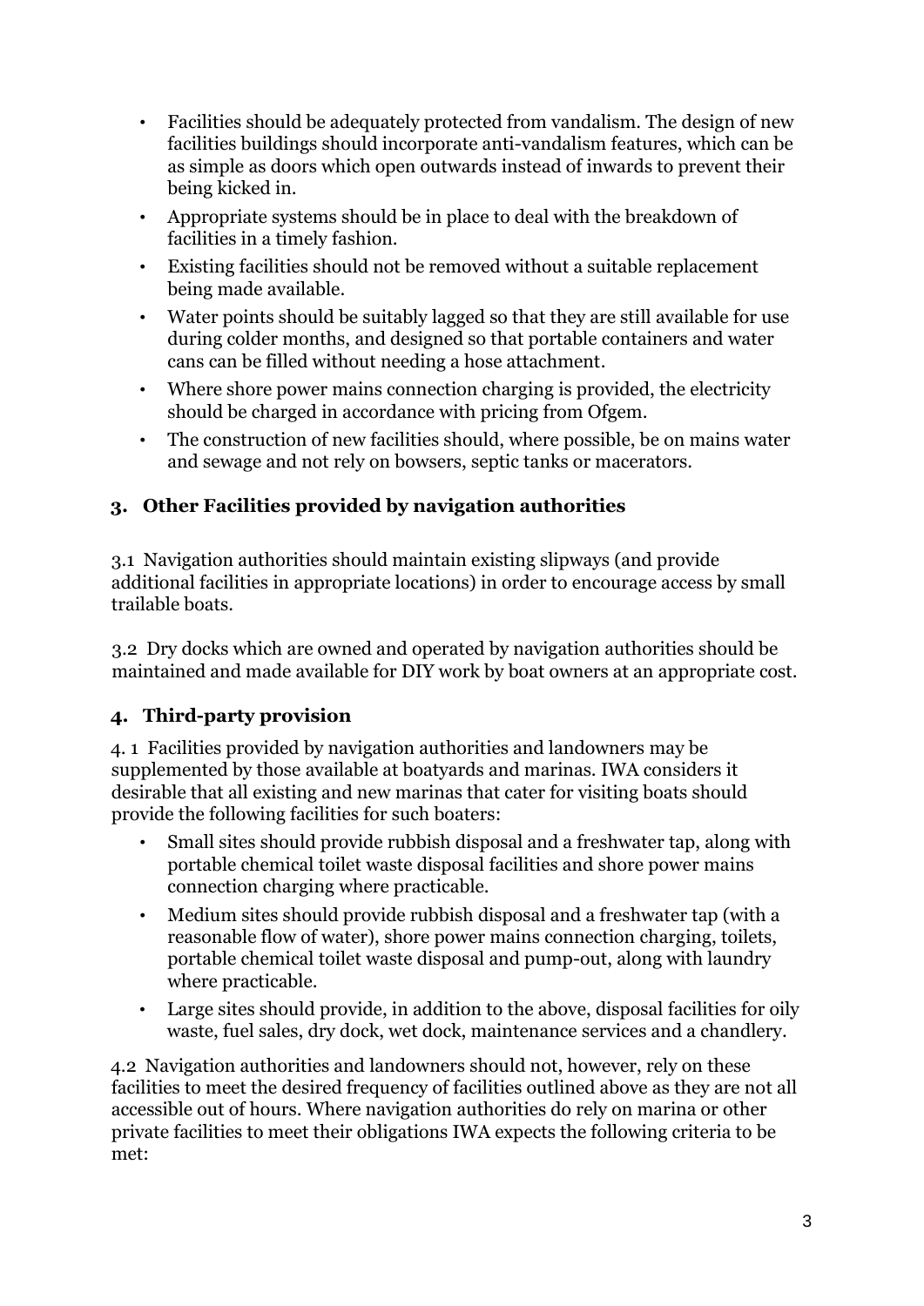- Facilities should be adequately protected from vandalism. The design of new facilities buildings should incorporate anti-vandalism features, which can be as simple as doors which open outwards instead of inwards to prevent their being kicked in.
- Appropriate systems should be in place to deal with the breakdown of facilities in a timely fashion.
- Existing facilities should not be removed without a suitable replacement being made available.
- Water points should be suitably lagged so that they are still available for use during colder months, and designed so that portable containers and water cans can be filled without needing a hose attachment.
- Where shore power mains connection charging is provided, the electricity should be charged in accordance with pricing from Ofgem.
- The construction of new facilities should, where possible, be on mains water and sewage and not rely on bowsers, septic tanks or macerators.

## 3. Other Facilities provided by navigation authorities

3.1 Navigation authorities should maintain existing slipways (and provide additional facilities in appropriate locations) in order to encourage access by small trailable boats.

3.2 Dry docks which are owned and operated by navigation authorities should be maintained and made available for DIY work by boat owners at an appropriate cost.

## 4. Third-party provision

4. 1 Facilities provided by navigation authorities and landowners may be supplemented by those available at boatyards and marinas. IWA considers it desirable that all existing and new marinas that cater for visiting boats should provide the following facilities for such boaters:

- Small sites should provide rubbish disposal and a freshwater tap, along with portable chemical toilet waste disposal facilities and shore power mains connection charging where practicable.
- Medium sites should provide rubbish disposal and a freshwater tap (with a reasonable flow of water), shore power mains connection charging, toilets, portable chemical toilet waste disposal and pump-out, along with laundry where practicable.
- Large sites should provide, in addition to the above, disposal facilities for oily waste, fuel sales, dry dock, wet dock, maintenance services and a chandlery.

4.2 Navigation authorities and landowners should not, however, rely on these facilities to meet the desired frequency of facilities outlined above as they are not all accessible out of hours. Where navigation authorities do rely on marina or other private facilities to meet their obligations IWA expects the following criteria to be met: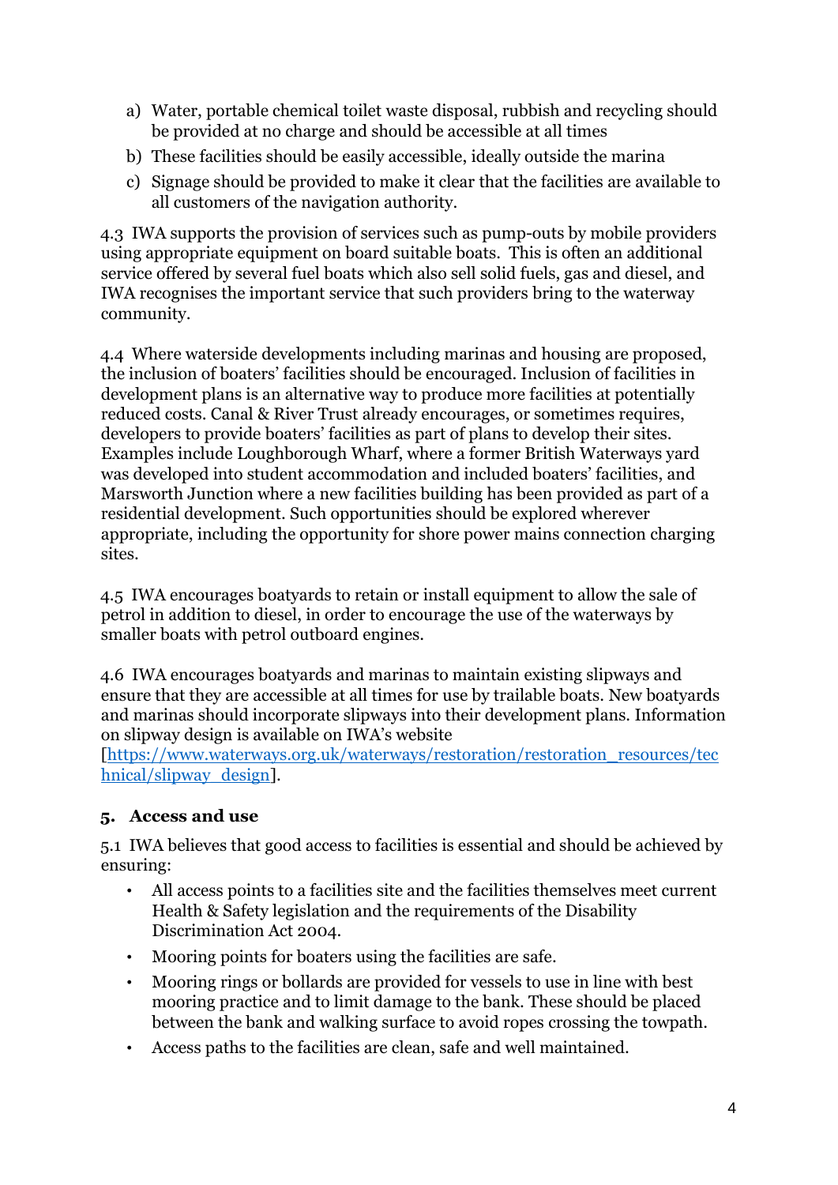a) Water, portable chemical toilet waste disposal, rubbish and recycling should be provided at no charge and should be accessible at all times
b) These facilities should be easily accessible, ideally outside the marina
c) Signage should be provided to make it clear that the facilities are available to all customers of the navigation authority.

4.3 IWA supports the provision of services such as pump-outs by mobile providers using appropriate equipment on board suitable boats. This is often an additional service offered by several fuel boats which also sell solid fuels, gas and diesel, and IWA recognises the important service that such providers bring to the waterway community.

4.4 Where waterside developments including marinas and housing are proposed, the inclusion of boaters' facilities should be encouraged. Inclusion of facilities in development plans is an alternative way to produce more facilities at potentially reduced costs. Canal & River Trust already encourages, or sometimes requires, developers to provide boaters' facilities as part of plans to develop their sites. Examples include Loughborough Wharf, where a former British Waterways yard was developed into student accommodation and included boaters' facilities, and Marsworth Junction where a new facilities building has been provided as part of a residential development. Such opportunities should be explored wherever appropriate, including the opportunity for shore power mains connection charging sites.

4.5 IWA encourages boatyards to retain or install equipment to allow the sale of petrol in addition to diesel, in order to encourage the use of the waterways by smaller boats with petrol outboard engines.

4.6 IWA encourages boatyards and marinas to maintain existing slipways and ensure that they are accessible at all times for use by trailable boats. New boatyards and marinas should incorporate slipways into their development plans. Information on slipway design is available on IWA's website [https://www.waterways.org.uk/waterways/restoration/restoration_resources/technical/slipway_design].

## 5. Access and use

5.1 IWA believes that good access to facilities is essential and should be achieved by ensuring:

- All access points to a facilities site and the facilities themselves meet current Health & Safety legislation and the requirements of the Disability Discrimination Act 2004.
- Mooring points for boaters using the facilities are safe.
- Mooring rings or bollards are provided for vessels to use in line with best mooring practice and to limit damage to the bank. These should be placed between the bank and walking surface to avoid ropes crossing the towpath.
- Access paths to the facilities are clean, safe and well maintained.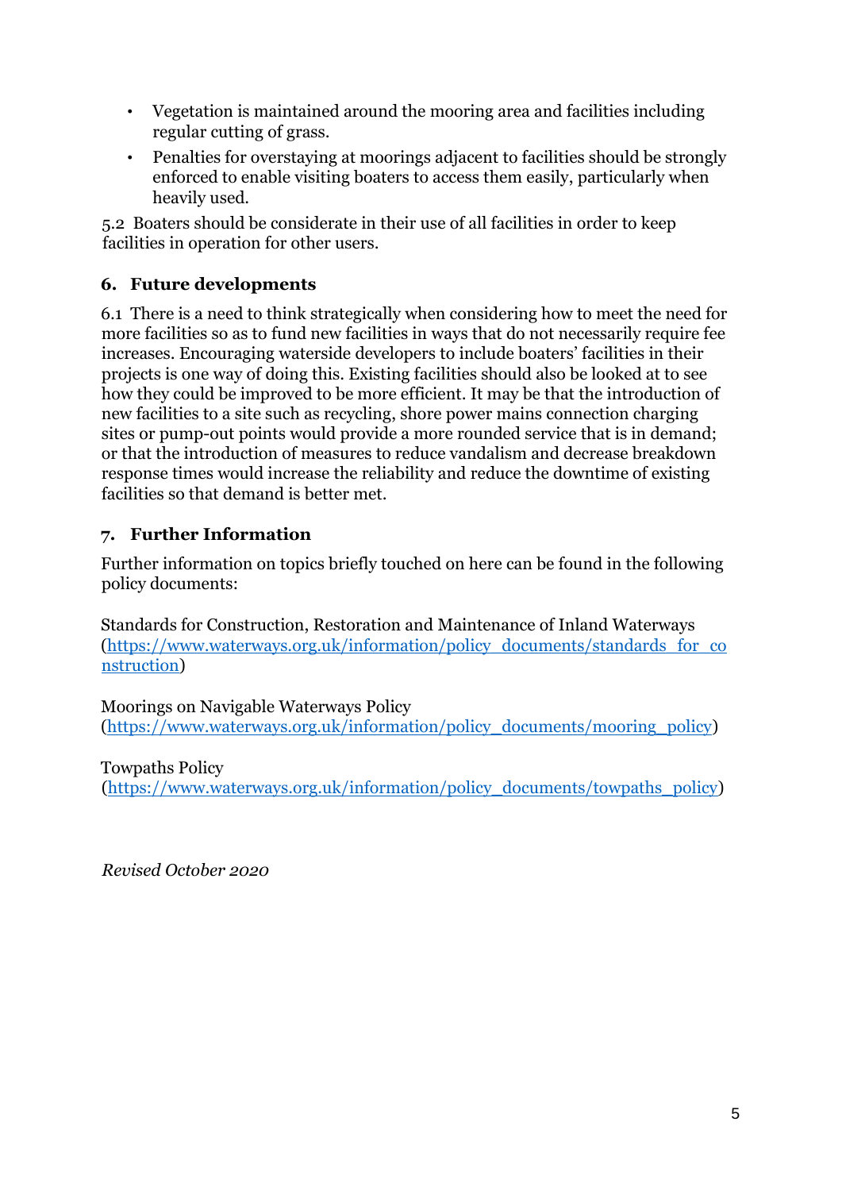- Vegetation is maintained around the mooring area and facilities including regular cutting of grass.
- Penalties for overstaying at moorings adjacent to facilities should be strongly enforced to enable visiting boaters to access them easily, particularly when heavily used.

5.2 Boaters should be considerate in their use of all facilities in order to keep facilities in operation for other users.

## 6. Future developments

6.1 There is a need to think strategically when considering how to meet the need for more facilities so as to fund new facilities in ways that do not necessarily require fee increases. Encouraging waterside developers to include boaters' facilities in their projects is one way of doing this. Existing facilities should also be looked at to see how they could be improved to be more efficient. It may be that the introduction of new facilities to a site such as recycling, shore power mains connection charging sites or pump-out points would provide a more rounded service that is in demand; or that the introduction of measures to reduce vandalism and decrease breakdown response times would increase the reliability and reduce the downtime of existing facilities so that demand is better met.

## 7. Further Information

Further information on topics briefly touched on here can be found in the following policy documents:

Standards for Construction, Restoration and Maintenance of Inland Waterways (https://www.waterways.org.uk/information/policy_documents/standards_for_construction)

Moorings on Navigable Waterways Policy (https://www.waterways.org.uk/information/policy_documents/mooring_policy)

Towpaths Policy (https://www.waterways.org.uk/information/policy_documents/towpaths_policy)

*Revised October 2020*